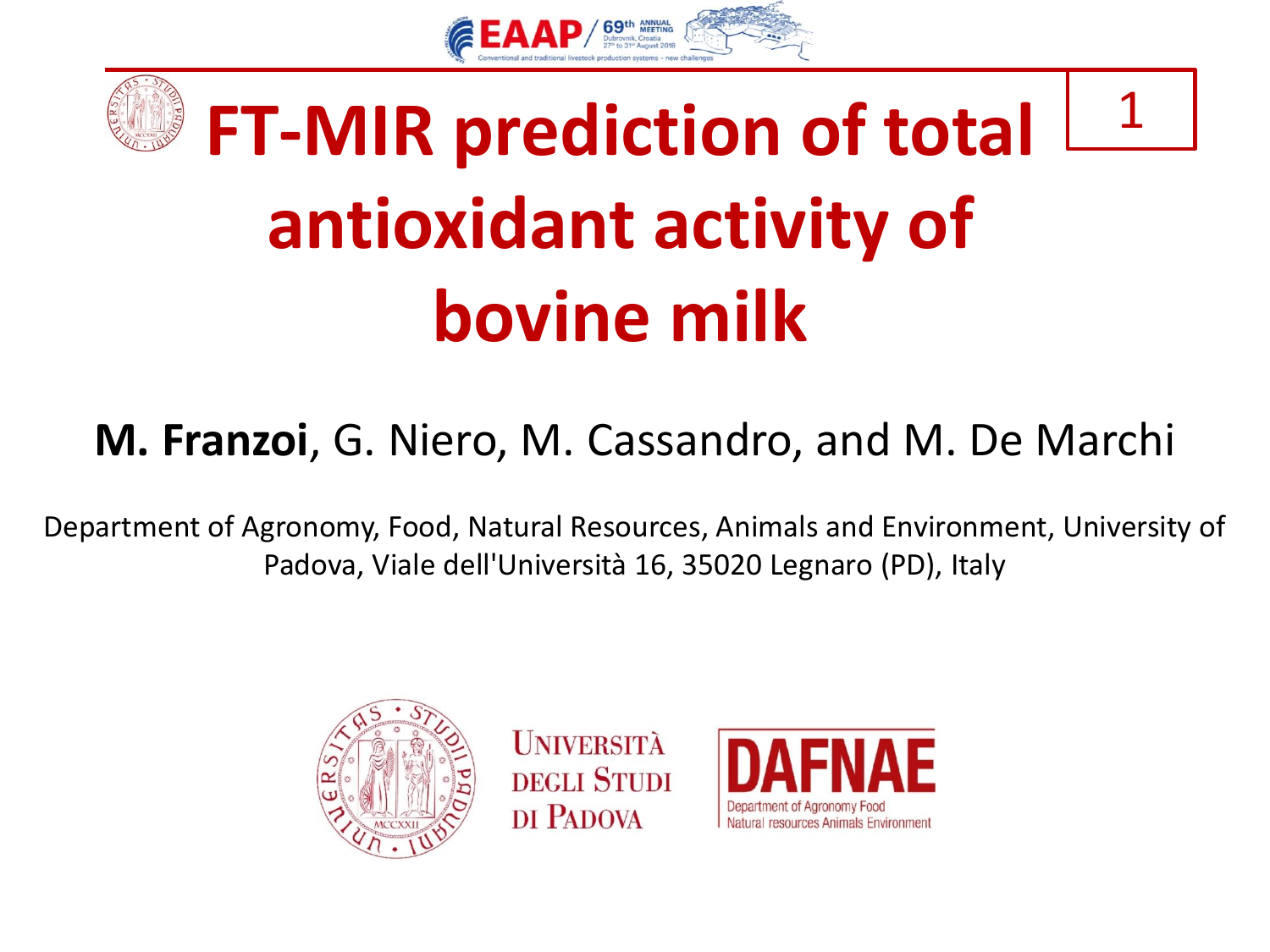# FT-MIR prediction of total antioxidant activity of bovine milk

**M. Franzoi**, G. Niero, M. Cassandro, and M. De Marchi

Department of Agronomy, Food, Natural Resources, Animals and Environment, University of Padova, Viale dell'Università 16, 35020 Legnaro (PD), Italy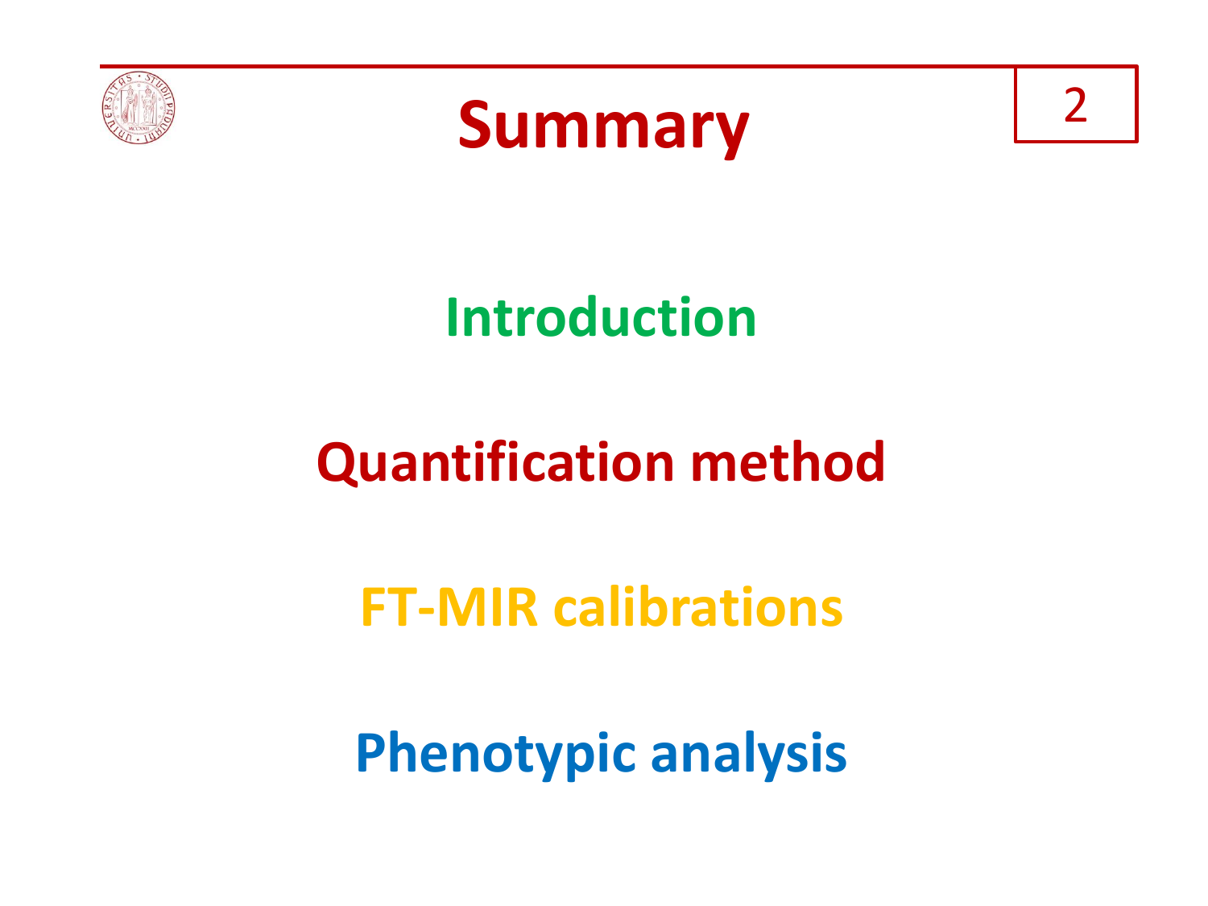# Summary

Introduction

Quantification method

FT-MIR calibrations

Phenotypic analysis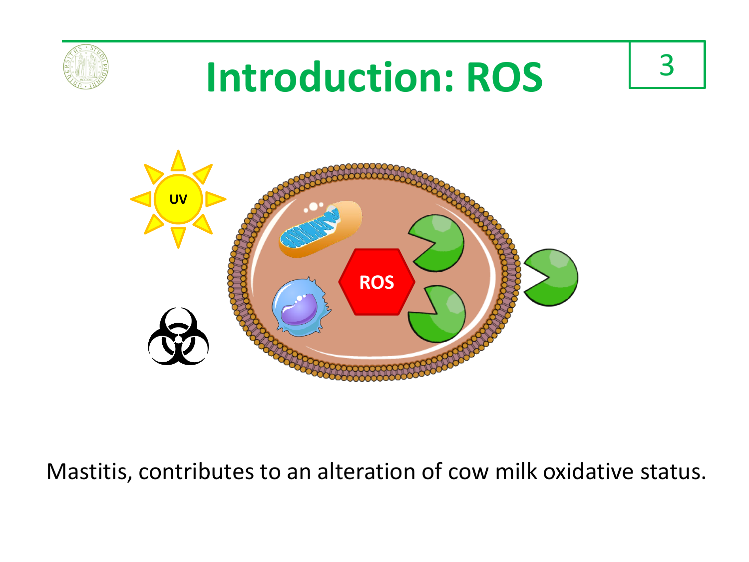# Introduction: ROS

Mastitis, contributes to an alteration of cow milk oxidative status.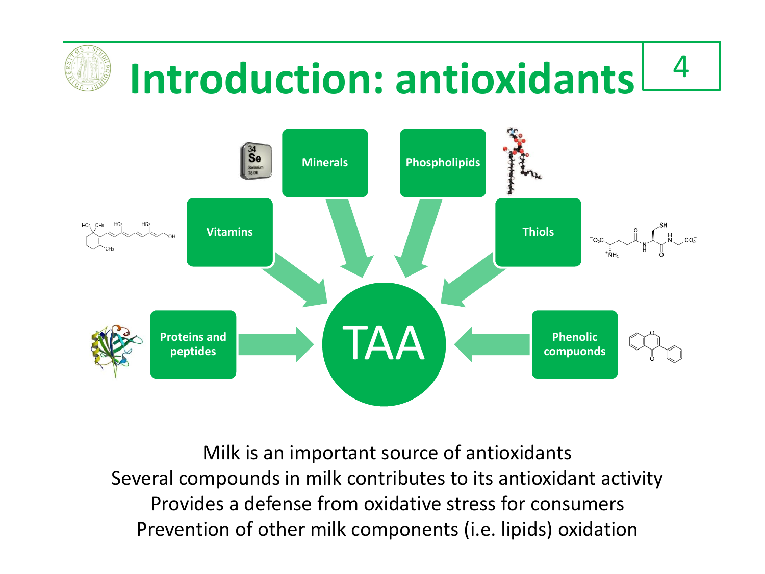# Introduction: antioxidants

Vitamins

Minerals

Phospholipids

Thiols

Proteins and peptides

TAA

Phenolic compuonds

Milk is an important source of antioxidants

Several compounds in milk contributes to its antioxidant activity

Provides a defense from oxidative stress for consumers

Prevention of other milk components (i.e. lipids) oxidation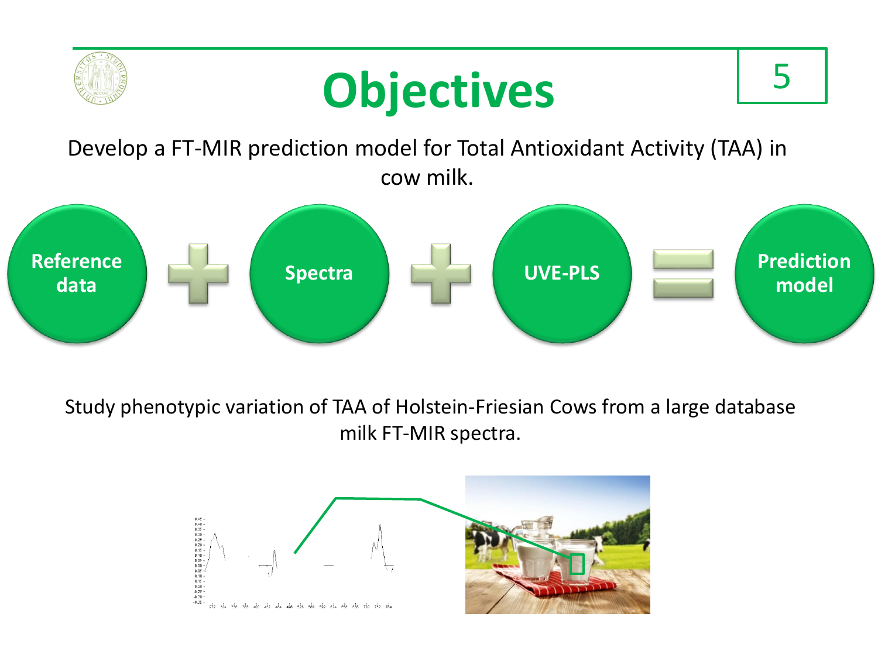# Objectives

Develop a FT-MIR prediction model for Total Antioxidant Activity (TAA) in cow milk.

**Reference data** + **Spectra** + **UVE-PLS** = **Prediction model**

Study phenotypic variation of TAA of Holstein-Friesian Cows from a large database milk FT-MIR spectra.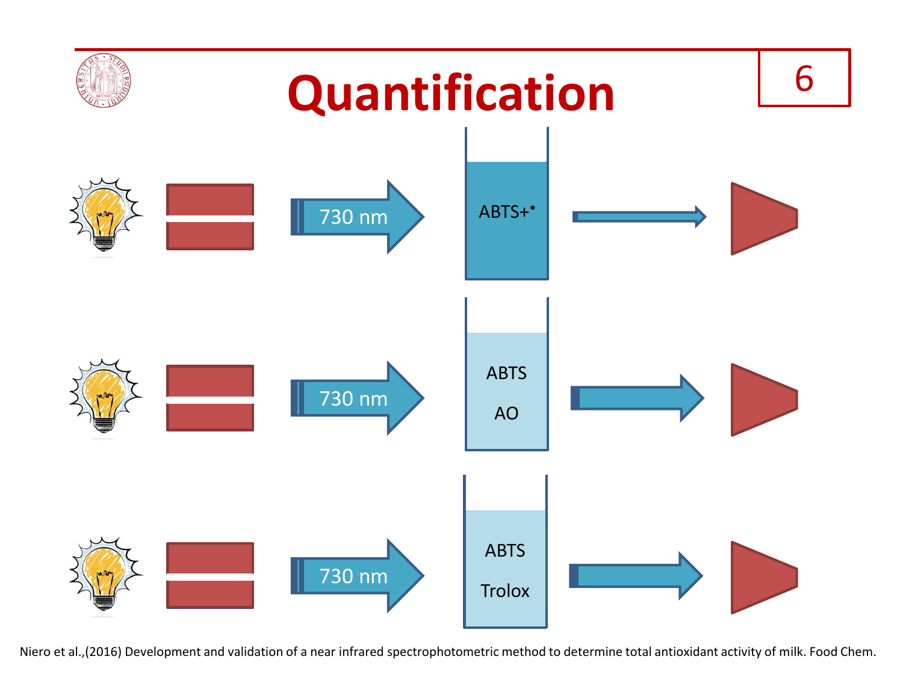# Quantification

730 nm

ABTS+•

730 nm

ABTS

AO

730 nm

ABTS

Trolox

Niero et al.,(2016) Development and validation of a near infrared spectrophotometric method to determine total antioxidant activity of milk. Food Chem.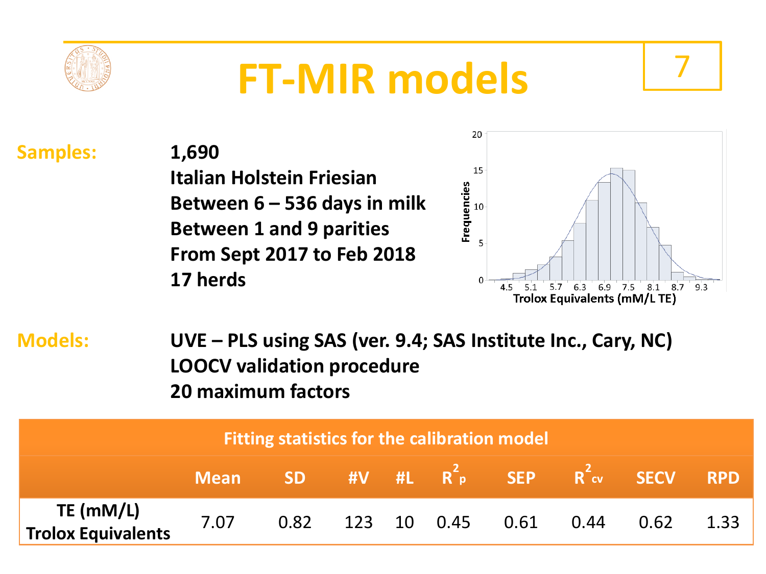# FT-MIR models

**Samples:**

**1,690**
**Italian Holstein Friesian**
**Between 6 – 536 days in milk**
**Between 1 and 9 parities**
**From Sept 2017 to Feb 2018**
**17 herds**

**Models:**

**UVE – PLS using SAS (ver. 9.4; SAS Institute Inc., Cary, NC)**
**LOOCV validation procedure**
**20 maximum factors**

| Fitting statistics for the calibration model | | | | | | | | | |
|---|---|---|---|---|---|---|---|---|---|
| | Mean | SD | #V | #L | $R^2_p$ | SEP | $R^2_{cv}$ | SECV | RPD |
| TE (mM/L) Trolox Equivalents | 7.07 | 0.82 | 123 | 10 | 0.45 | 0.61 | 0.44 | 0.62 | 1.33 |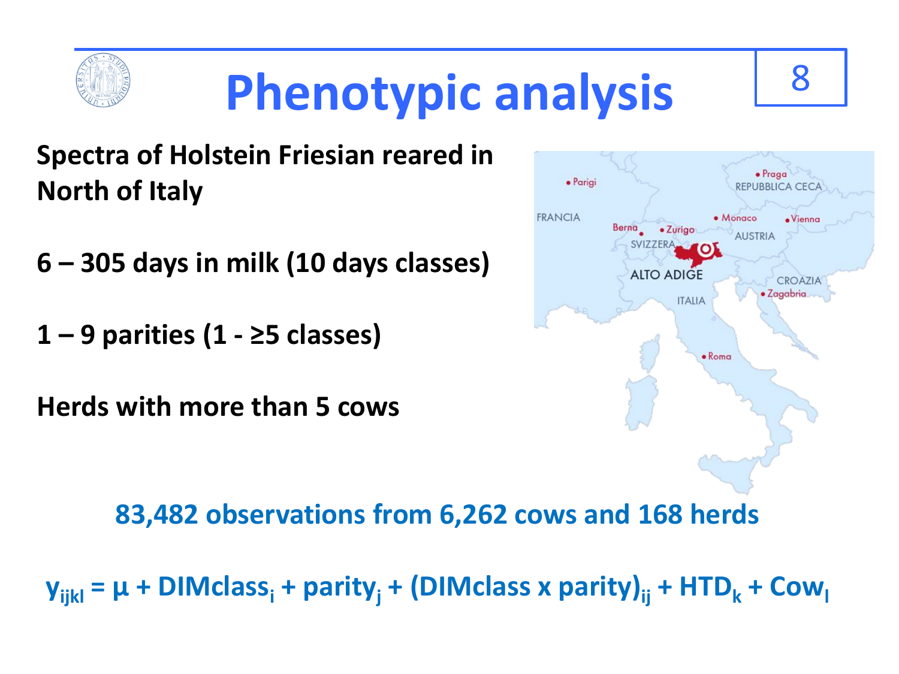# Phenotypic analysis

**Spectra of Holstein Friesian reared in North of Italy**

**6 – 305 days in milk (10 days classes)**

**1 – 9 parities (1 - ≥5 classes)**

**Herds with more than 5 cows**

**83,482 observations from 6,262 cows and 168 herds**

$$y_{ijkl} = \mu + DIMclass_i + parity_j + (DIMclass \times parity)_{ij} + HTD_k + Cow_l$$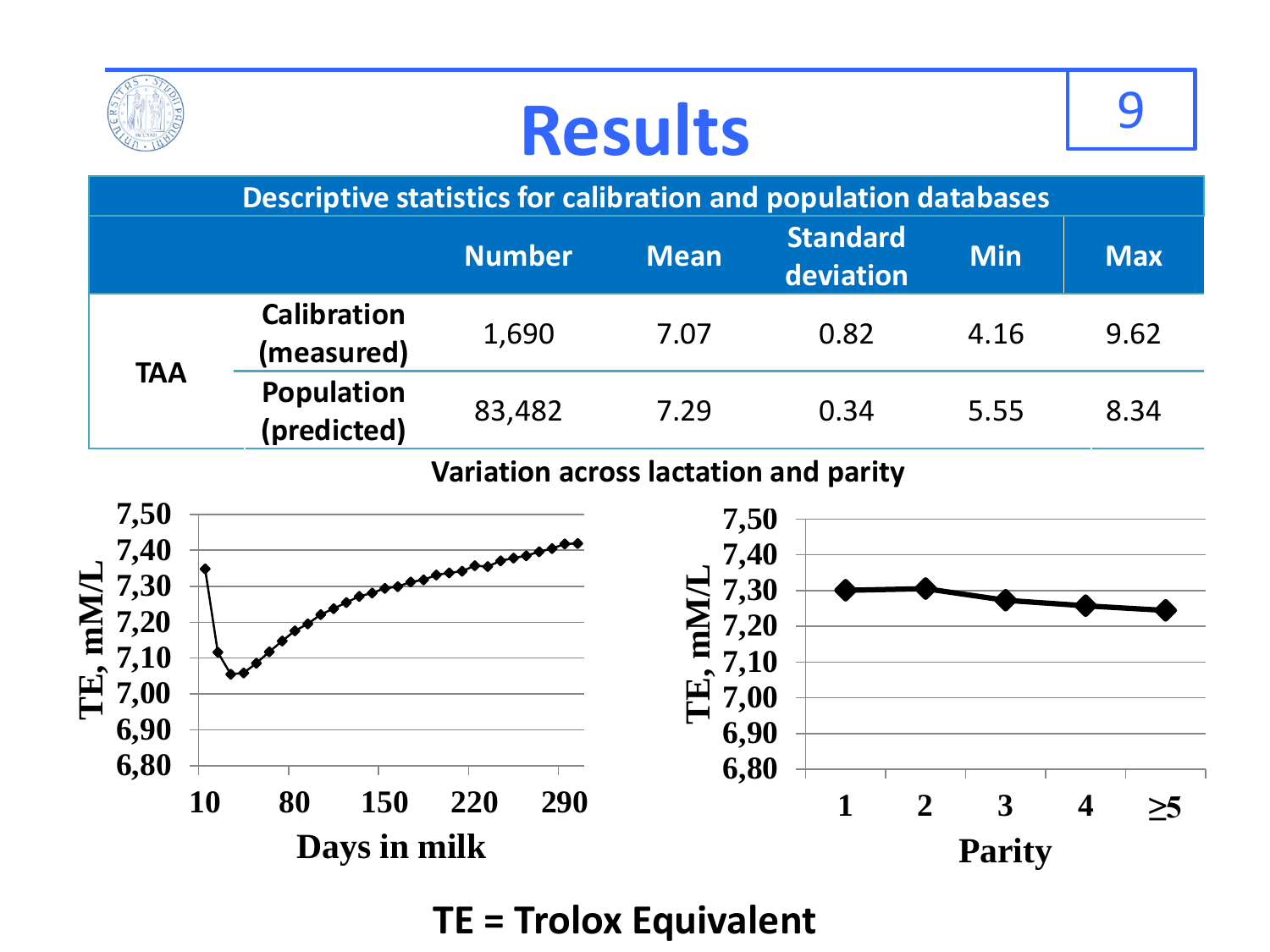# Results

| Descriptive statistics for calibration and population databases | | | | | | |
|---|---|---|---|---|---|---|
| | | Number | Mean | Standard deviation | Min | Max |
| TAA | Calibration (measured) | 1,690 | 7.07 | 0.82 | 4.16 | 9.62 |
| | Population (predicted) | 83,482 | 7.29 | 0.34 | 5.55 | 8.34 |

**Variation across lactation and parity**

TE = Trolox Equivalent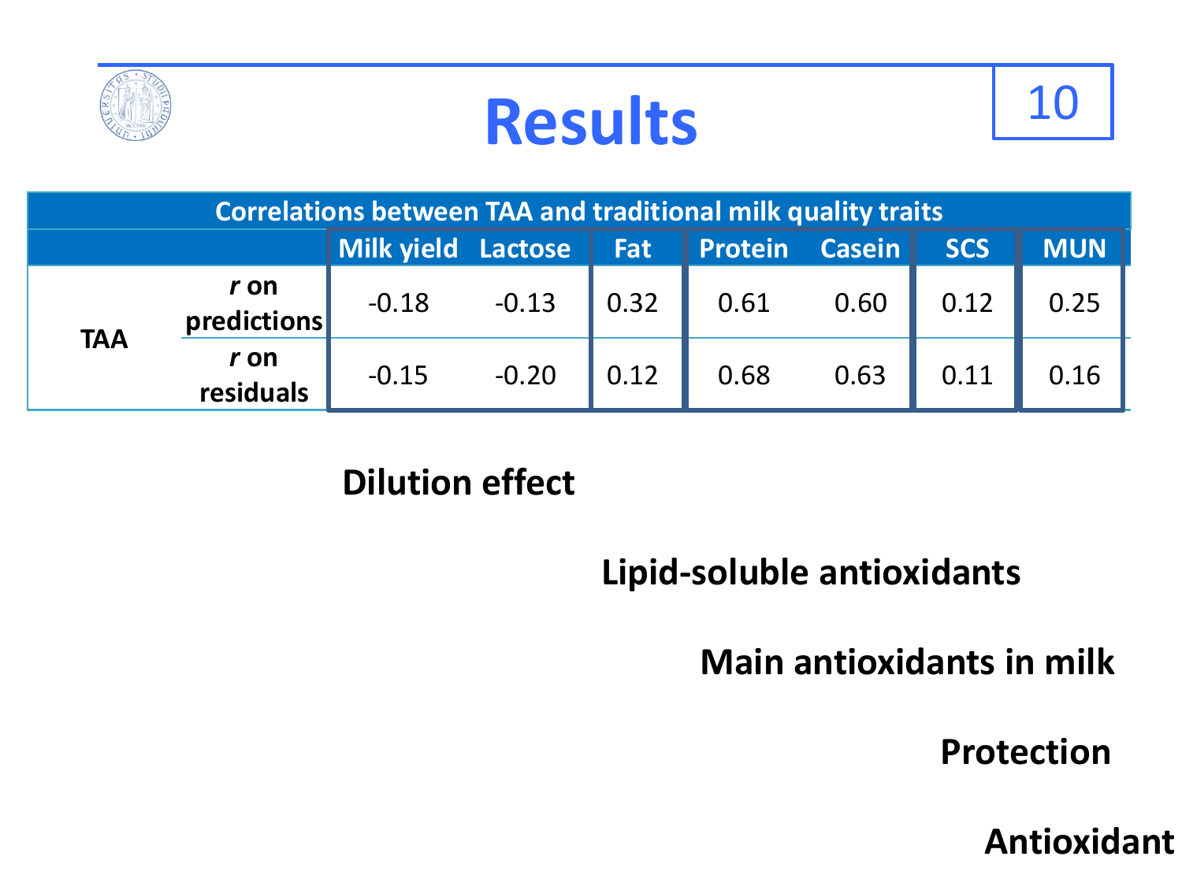# Results

| Correlations between TAA and traditional milk quality traits | | | | | | | | |
|---|---|---|---|---|---|---|---|---|
| | | Milk yield | Lactose | Fat | Protein | Casein | SCS | MUN |
| TAA | *r* on predictions | -0.18 | -0.13 | 0.32 | 0.61 | 0.60 | 0.12 | 0.25 |
| | *r* on residuals | -0.15 | -0.20 | 0.12 | 0.68 | 0.63 | 0.11 | 0.16 |

**Dilution effect**

**Lipid-soluble antioxidants**

**Main antioxidants in milk**

**Protection**

**Antioxidant**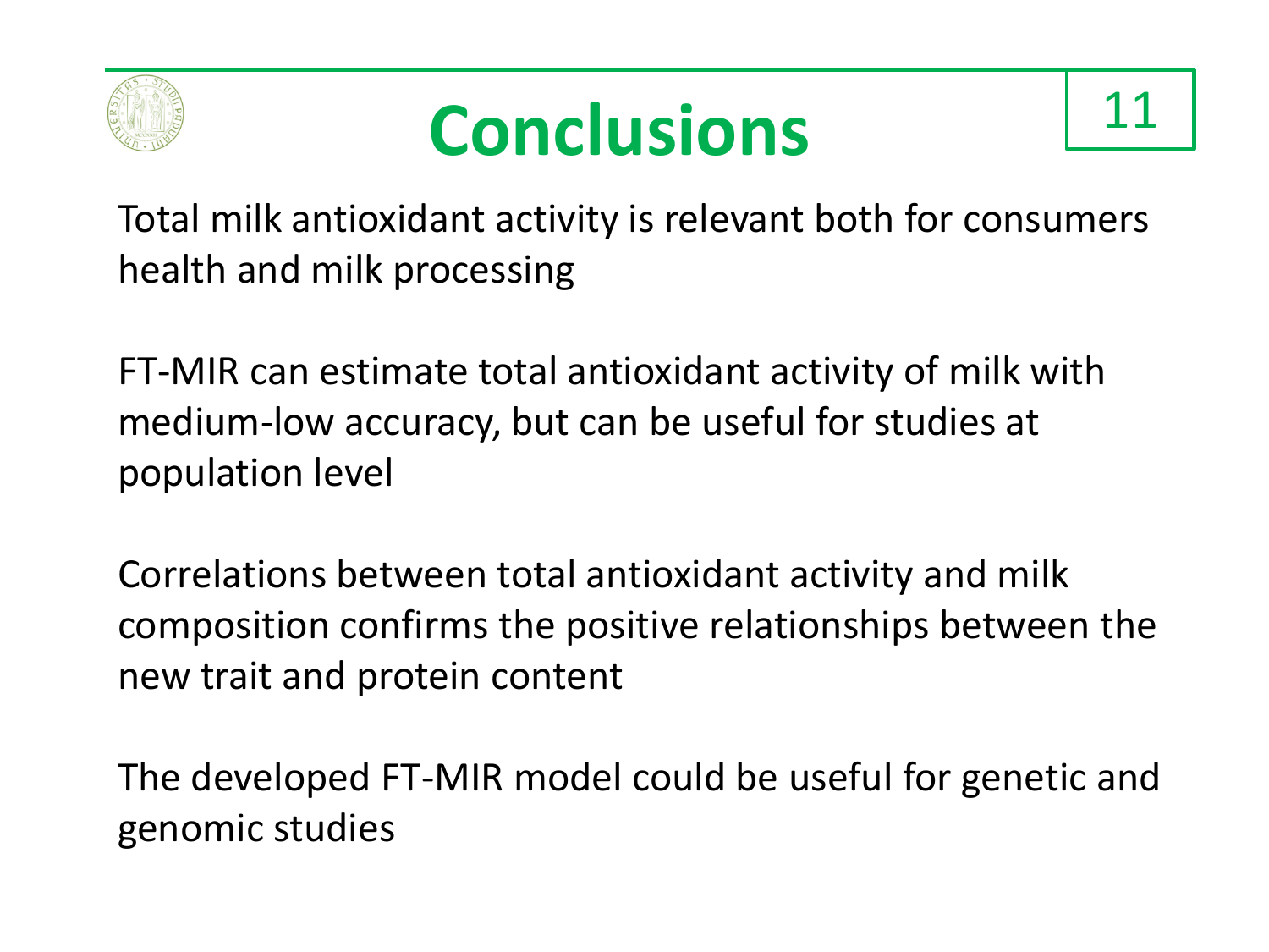# Conclusions

Total milk antioxidant activity is relevant both for consumers health and milk processing

FT-MIR can estimate total antioxidant activity of milk with medium-low accuracy, but can be useful for studies at population level

Correlations between total antioxidant activity and milk composition confirms the positive relationships between the new trait and protein content

The developed FT-MIR model could be useful for genetic and genomic studies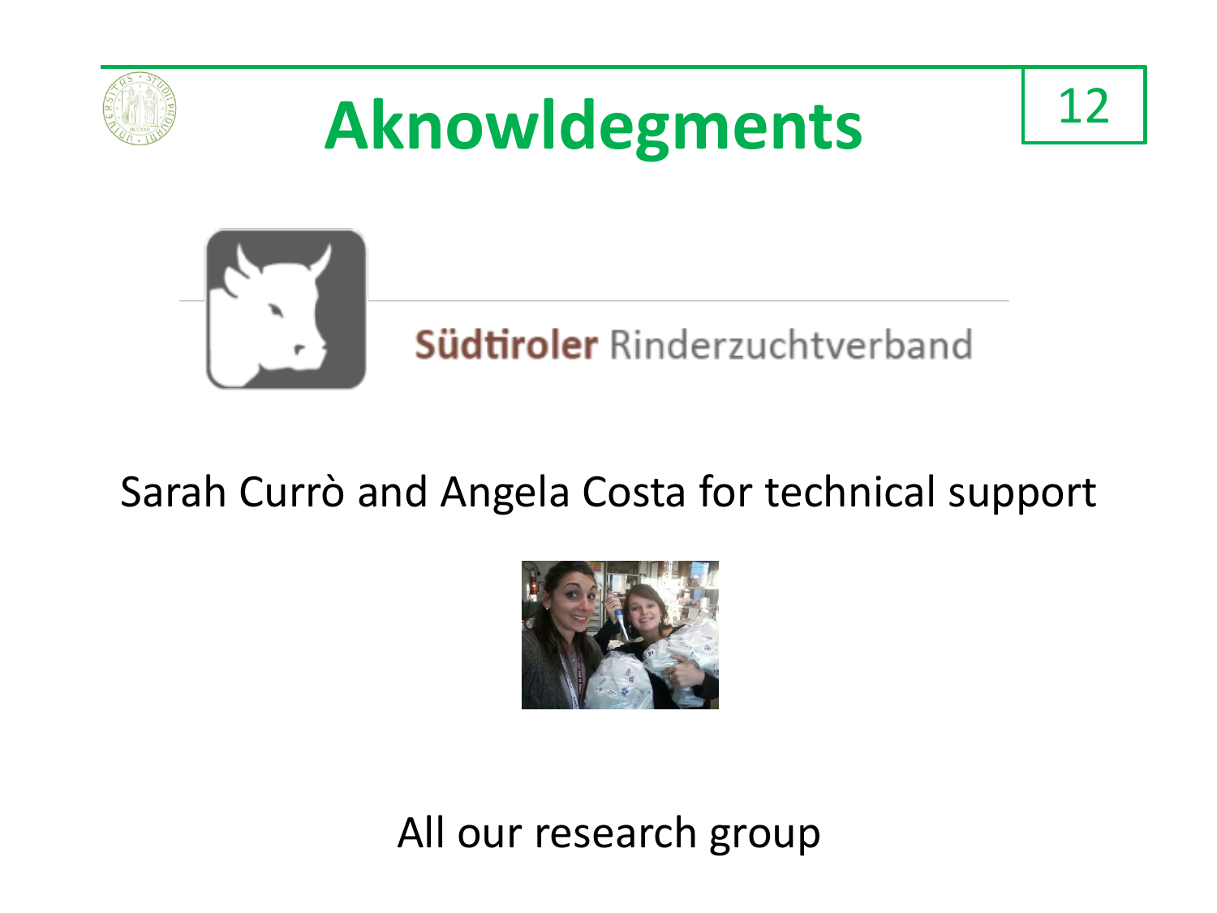# Aknowldegments

Südtiroler Rinderzuchtverband

Sarah Currò and Angela Costa for technical support

All our research group